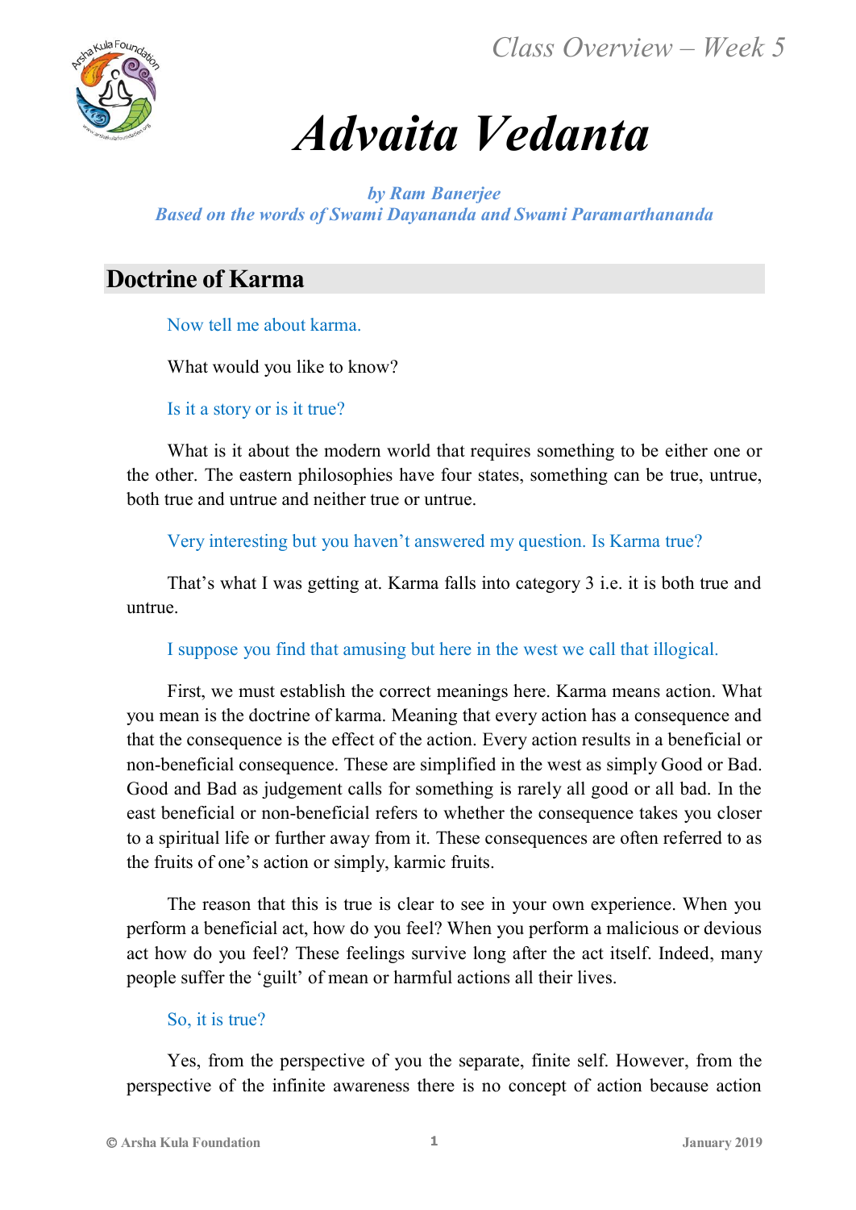# Advaita Vedanta

*by Ram Banerjee*
*Based on the words of Swami Dayananda and Swami Paramarthananda*

## Doctrine of Karma

Now tell me about karma.

What would you like to know?

Is it a story or is it true?

What is it about the modern world that requires something to be either one or the other. The eastern philosophies have four states, something can be true, untrue, both true and untrue and neither true or untrue.

Very interesting but you haven't answered my question. Is Karma true?

That's what I was getting at. Karma falls into category 3 i.e. it is both true and untrue.

I suppose you find that amusing but here in the west we call that illogical.

First, we must establish the correct meanings here. Karma means action. What you mean is the doctrine of karma. Meaning that every action has a consequence and that the consequence is the effect of the action. Every action results in a beneficial or non-beneficial consequence. These are simplified in the west as simply Good or Bad. Good and Bad as judgement calls for something is rarely all good or all bad. In the east beneficial or non-beneficial refers to whether the consequence takes you closer to a spiritual life or further away from it. These consequences are often referred to as the fruits of one's action or simply, karmic fruits.

The reason that this is true is clear to see in your own experience. When you perform a beneficial act, how do you feel? When you perform a malicious or devious act how do you feel? These feelings survive long after the act itself. Indeed, many people suffer the 'guilt' of mean or harmful actions all their lives.

So, it is true?

Yes, from the perspective of you the separate, finite self. However, from the perspective of the infinite awareness there is no concept of action because action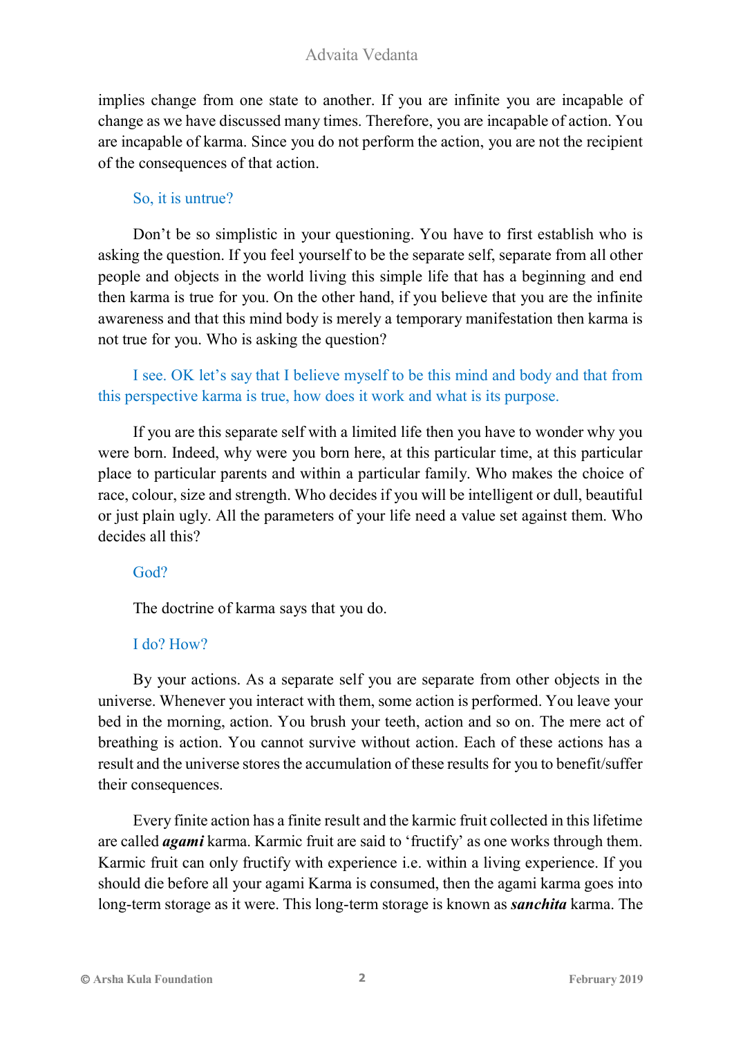implies change from one state to another. If you are infinite you are incapable of change as we have discussed many times. Therefore, you are incapable of action. You are incapable of karma. Since you do not perform the action, you are not the recipient of the consequences of that action.

So, it is untrue?

Don't be so simplistic in your questioning. You have to first establish who is asking the question. If you feel yourself to be the separate self, separate from all other people and objects in the world living this simple life that has a beginning and end then karma is true for you. On the other hand, if you believe that you are the infinite awareness and that this mind body is merely a temporary manifestation then karma is not true for you. Who is asking the question?

I see. OK let's say that I believe myself to be this mind and body and that from this perspective karma is true, how does it work and what is its purpose.

If you are this separate self with a limited life then you have to wonder why you were born. Indeed, why were you born here, at this particular time, at this particular place to particular parents and within a particular family. Who makes the choice of race, colour, size and strength. Who decides if you will be intelligent or dull, beautiful or just plain ugly. All the parameters of your life need a value set against them. Who decides all this?

God?

The doctrine of karma says that you do.

I do? How?

By your actions. As a separate self you are separate from other objects in the universe. Whenever you interact with them, some action is performed. You leave your bed in the morning, action. You brush your teeth, action and so on. The mere act of breathing is action. You cannot survive without action. Each of these actions has a result and the universe stores the accumulation of these results for you to benefit/suffer their consequences.

Every finite action has a finite result and the karmic fruit collected in this lifetime are called ***agami*** karma. Karmic fruit are said to 'fructify' as one works through them. Karmic fruit can only fructify with experience i.e. within a living experience. If you should die before all your agami Karma is consumed, then the agami karma goes into long-term storage as it were. This long-term storage is known as ***sanchita*** karma. The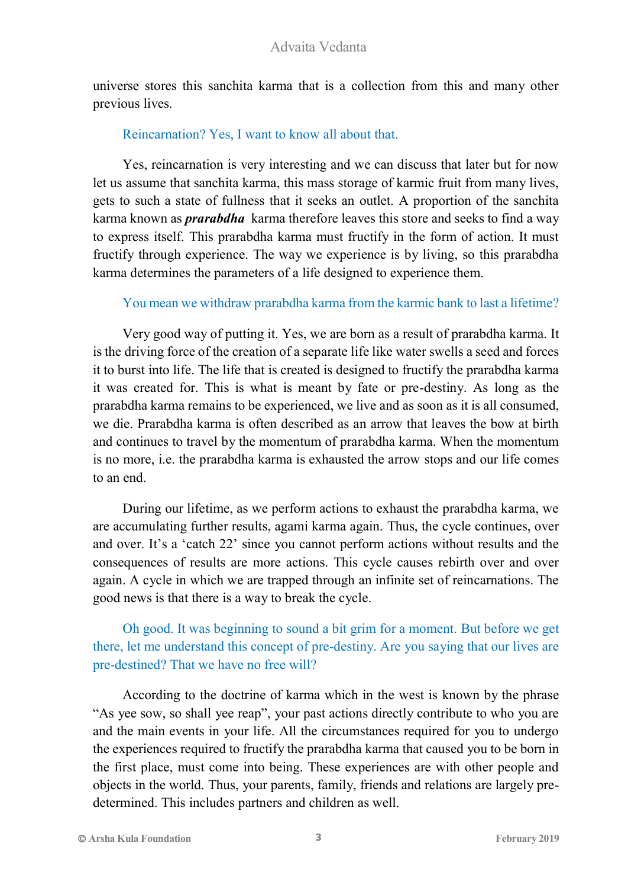universe stores this sanchita karma that is a collection from this and many other previous lives.

Reincarnation? Yes, I want to know all about that.

Yes, reincarnation is very interesting and we can discuss that later but for now let us assume that sanchita karma, this mass storage of karmic fruit from many lives, gets to such a state of fullness that it seeks an outlet. A proportion of the sanchita karma known as ***prarabdha*** karma therefore leaves this store and seeks to find a way to express itself. This prarabdha karma must fructify in the form of action. It must fructify through experience. The way we experience is by living, so this prarabdha karma determines the parameters of a life designed to experience them.

You mean we withdraw prarabdha karma from the karmic bank to last a lifetime?

Very good way of putting it. Yes, we are born as a result of prarabdha karma. It is the driving force of the creation of a separate life like water swells a seed and forces it to burst into life. The life that is created is designed to fructify the prarabdha karma it was created for. This is what is meant by fate or pre-destiny. As long as the prarabdha karma remains to be experienced, we live and as soon as it is all consumed, we die. Prarabdha karma is often described as an arrow that leaves the bow at birth and continues to travel by the momentum of prarabdha karma. When the momentum is no more, i.e. the prarabdha karma is exhausted the arrow stops and our life comes to an end.

During our lifetime, as we perform actions to exhaust the prarabdha karma, we are accumulating further results, agami karma again. Thus, the cycle continues, over and over. It's a 'catch 22' since you cannot perform actions without results and the consequences of results are more actions. This cycle causes rebirth over and over again. A cycle in which we are trapped through an infinite set of reincarnations. The good news is that there is a way to break the cycle.

Oh good. It was beginning to sound a bit grim for a moment. But before we get there, let me understand this concept of pre-destiny. Are you saying that our lives are pre-destined? That we have no free will?

According to the doctrine of karma which in the west is known by the phrase "As yee sow, so shall yee reap", your past actions directly contribute to who you are and the main events in your life. All the circumstances required for you to undergo the experiences required to fructify the prarabdha karma that caused you to be born in the first place, must come into being. These experiences are with other people and objects in the world. Thus, your parents, family, friends and relations are largely pre-determined. This includes partners and children as well.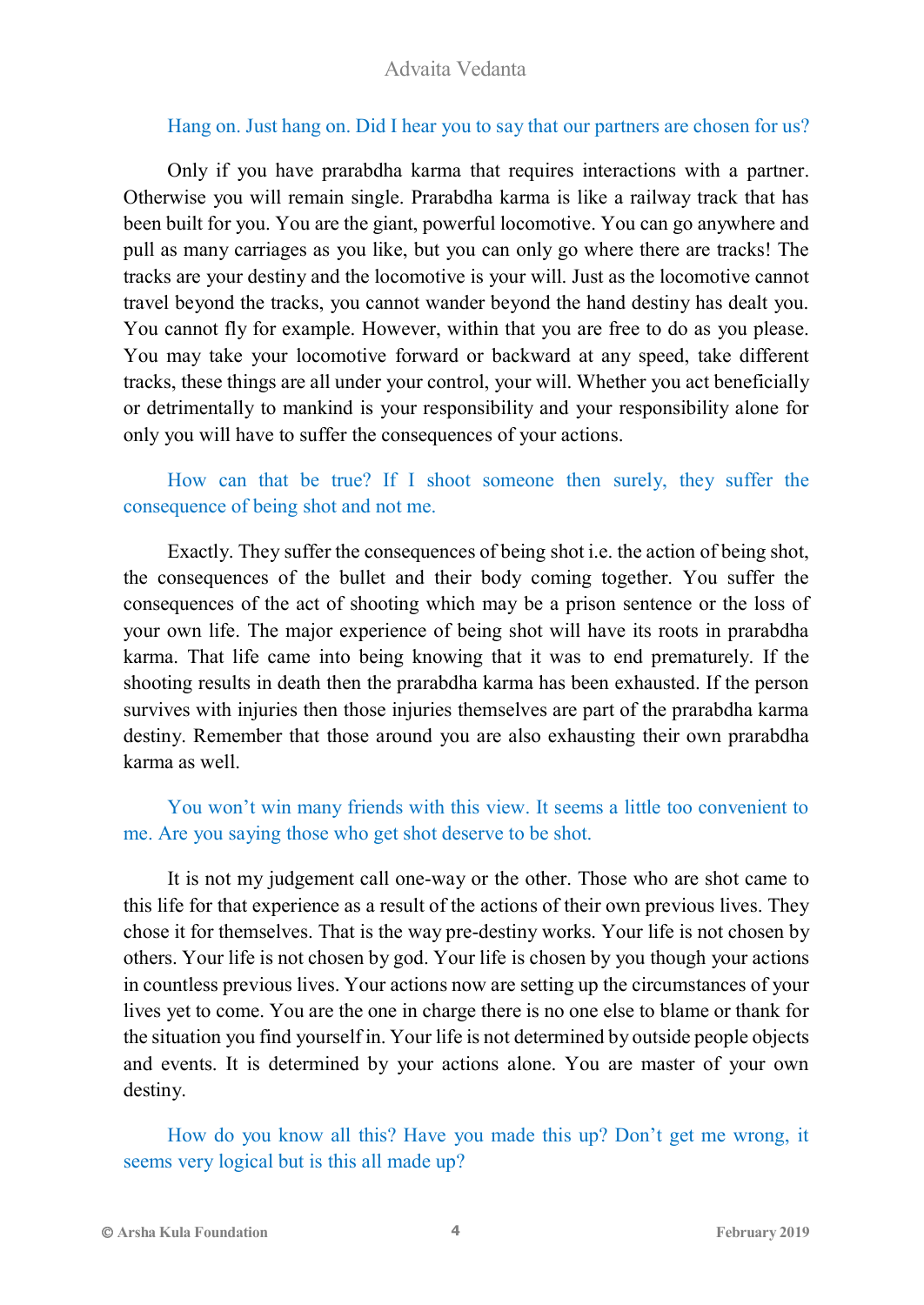Hang on. Just hang on. Did I hear you to say that our partners are chosen for us?

Only if you have prarabdha karma that requires interactions with a partner. Otherwise you will remain single. Prarabdha karma is like a railway track that has been built for you. You are the giant, powerful locomotive. You can go anywhere and pull as many carriages as you like, but you can only go where there are tracks! The tracks are your destiny and the locomotive is your will. Just as the locomotive cannot travel beyond the tracks, you cannot wander beyond the hand destiny has dealt you. You cannot fly for example. However, within that you are free to do as you please. You may take your locomotive forward or backward at any speed, take different tracks, these things are all under your control, your will. Whether you act beneficially or detrimentally to mankind is your responsibility and your responsibility alone for only you will have to suffer the consequences of your actions.

How can that be true? If I shoot someone then surely, they suffer the consequence of being shot and not me.

Exactly. They suffer the consequences of being shot i.e. the action of being shot, the consequences of the bullet and their body coming together. You suffer the consequences of the act of shooting which may be a prison sentence or the loss of your own life. The major experience of being shot will have its roots in prarabdha karma. That life came into being knowing that it was to end prematurely. If the shooting results in death then the prarabdha karma has been exhausted. If the person survives with injuries then those injuries themselves are part of the prarabdha karma destiny. Remember that those around you are also exhausting their own prarabdha karma as well.

You won't win many friends with this view. It seems a little too convenient to me. Are you saying those who get shot deserve to be shot.

It is not my judgement call one-way or the other. Those who are shot came to this life for that experience as a result of the actions of their own previous lives. They chose it for themselves. That is the way pre-destiny works. Your life is not chosen by others. Your life is not chosen by god. Your life is chosen by you though your actions in countless previous lives. Your actions now are setting up the circumstances of your lives yet to come. You are the one in charge there is no one else to blame or thank for the situation you find yourself in. Your life is not determined by outside people objects and events. It is determined by your actions alone. You are master of your own destiny.

How do you know all this? Have you made this up? Don't get me wrong, it seems very logical but is this all made up?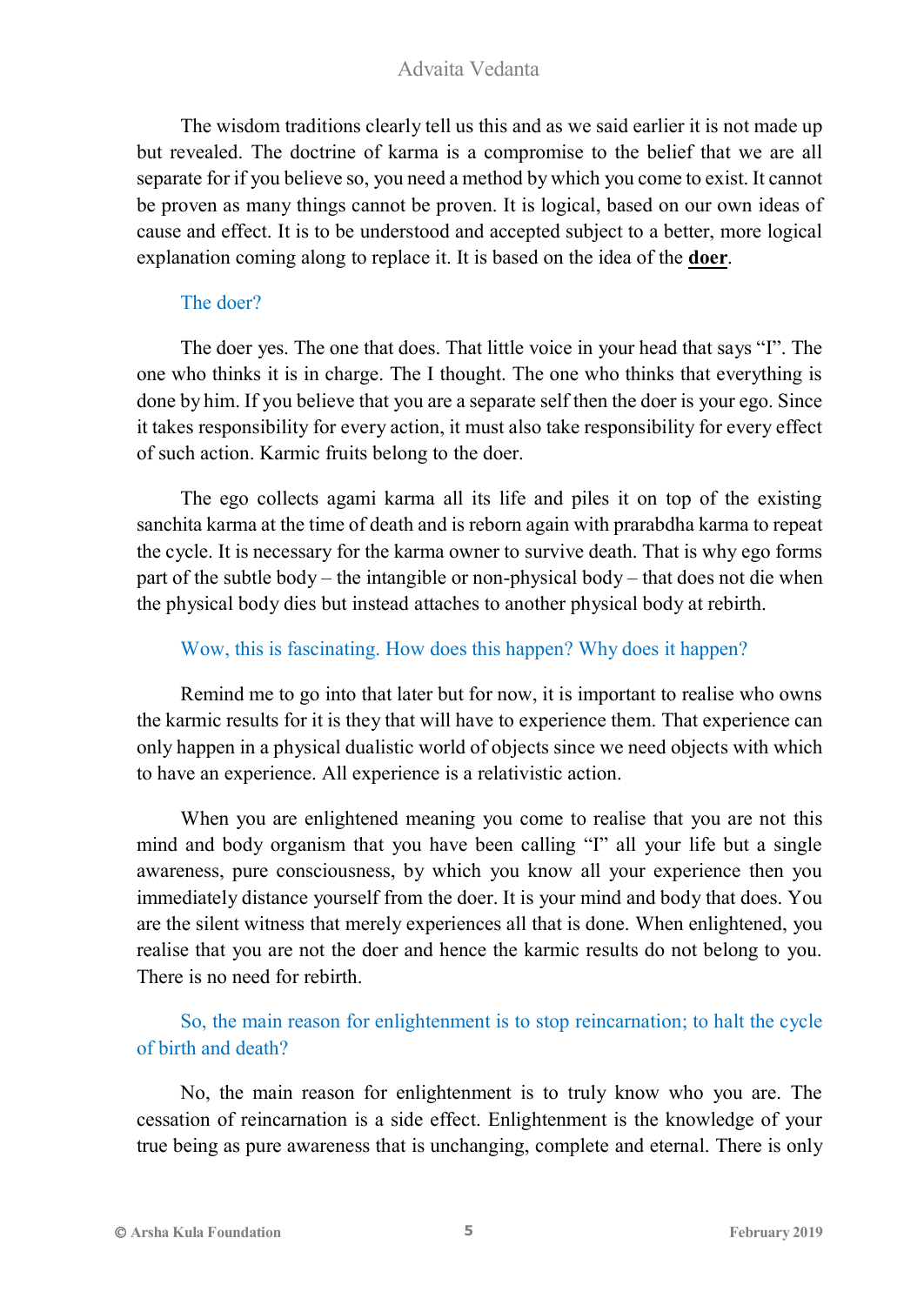The wisdom traditions clearly tell us this and as we said earlier it is not made up but revealed. The doctrine of karma is a compromise to the belief that we are all separate for if you believe so, you need a method by which you come to exist. It cannot be proven as many things cannot be proven. It is logical, based on our own ideas of cause and effect. It is to be understood and accepted subject to a better, more logical explanation coming along to replace it. It is based on the idea of the **doer**.

The doer?

The doer yes. The one that does. That little voice in your head that says "I". The one who thinks it is in charge. The I thought. The one who thinks that everything is done by him. If you believe that you are a separate self then the doer is your ego. Since it takes responsibility for every action, it must also take responsibility for every effect of such action. Karmic fruits belong to the doer.

The ego collects agami karma all its life and piles it on top of the existing sanchita karma at the time of death and is reborn again with prarabdha karma to repeat the cycle. It is necessary for the karma owner to survive death. That is why ego forms part of the subtle body – the intangible or non-physical body – that does not die when the physical body dies but instead attaches to another physical body at rebirth.

Wow, this is fascinating. How does this happen? Why does it happen?

Remind me to go into that later but for now, it is important to realise who owns the karmic results for it is they that will have to experience them. That experience can only happen in a physical dualistic world of objects since we need objects with which to have an experience. All experience is a relativistic action.

When you are enlightened meaning you come to realise that you are not this mind and body organism that you have been calling "I" all your life but a single awareness, pure consciousness, by which you know all your experience then you immediately distance yourself from the doer. It is your mind and body that does. You are the silent witness that merely experiences all that is done. When enlightened, you realise that you are not the doer and hence the karmic results do not belong to you. There is no need for rebirth.

So, the main reason for enlightenment is to stop reincarnation; to halt the cycle of birth and death?

No, the main reason for enlightenment is to truly know who you are. The cessation of reincarnation is a side effect. Enlightenment is the knowledge of your true being as pure awareness that is unchanging, complete and eternal. There is only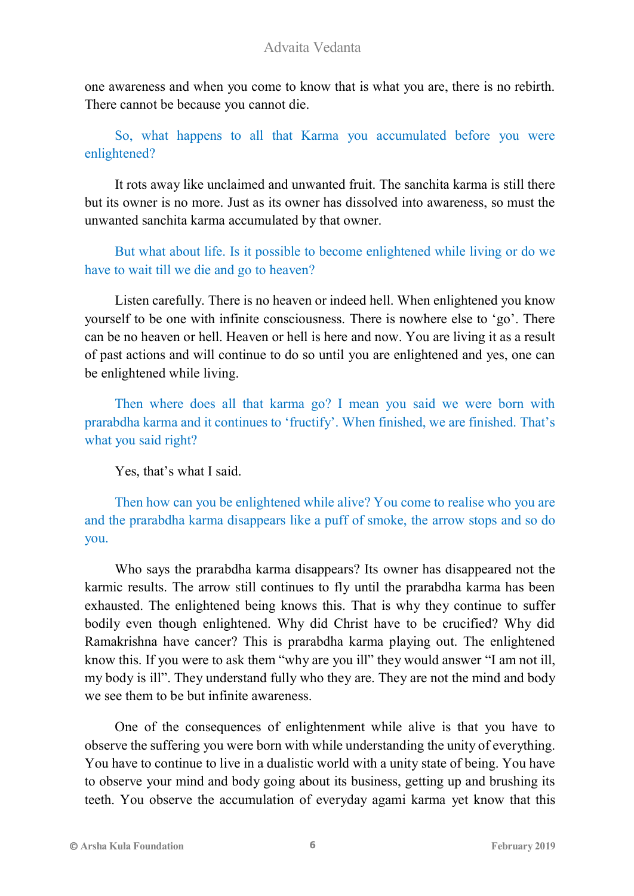one awareness and when you come to know that is what you are, there is no rebirth. There cannot be because you cannot die.

So, what happens to all that Karma you accumulated before you were enlightened?

It rots away like unclaimed and unwanted fruit. The sanchita karma is still there but its owner is no more. Just as its owner has dissolved into awareness, so must the unwanted sanchita karma accumulated by that owner.

But what about life. Is it possible to become enlightened while living or do we have to wait till we die and go to heaven?

Listen carefully. There is no heaven or indeed hell. When enlightened you know yourself to be one with infinite consciousness. There is nowhere else to 'go'. There can be no heaven or hell. Heaven or hell is here and now. You are living it as a result of past actions and will continue to do so until you are enlightened and yes, one can be enlightened while living.

Then where does all that karma go? I mean you said we were born with prarabdha karma and it continues to 'fructify'. When finished, we are finished. That's what you said right?

Yes, that's what I said.

Then how can you be enlightened while alive? You come to realise who you are and the prarabdha karma disappears like a puff of smoke, the arrow stops and so do you.

Who says the prarabdha karma disappears? Its owner has disappeared not the karmic results. The arrow still continues to fly until the prarabdha karma has been exhausted. The enlightened being knows this. That is why they continue to suffer bodily even though enlightened. Why did Christ have to be crucified? Why did Ramakrishna have cancer? This is prarabdha karma playing out. The enlightened know this. If you were to ask them "why are you ill" they would answer "I am not ill, my body is ill". They understand fully who they are. They are not the mind and body we see them to be but infinite awareness.

One of the consequences of enlightenment while alive is that you have to observe the suffering you were born with while understanding the unity of everything. You have to continue to live in a dualistic world with a unity state of being. You have to observe your mind and body going about its business, getting up and brushing its teeth. You observe the accumulation of everyday agami karma yet know that this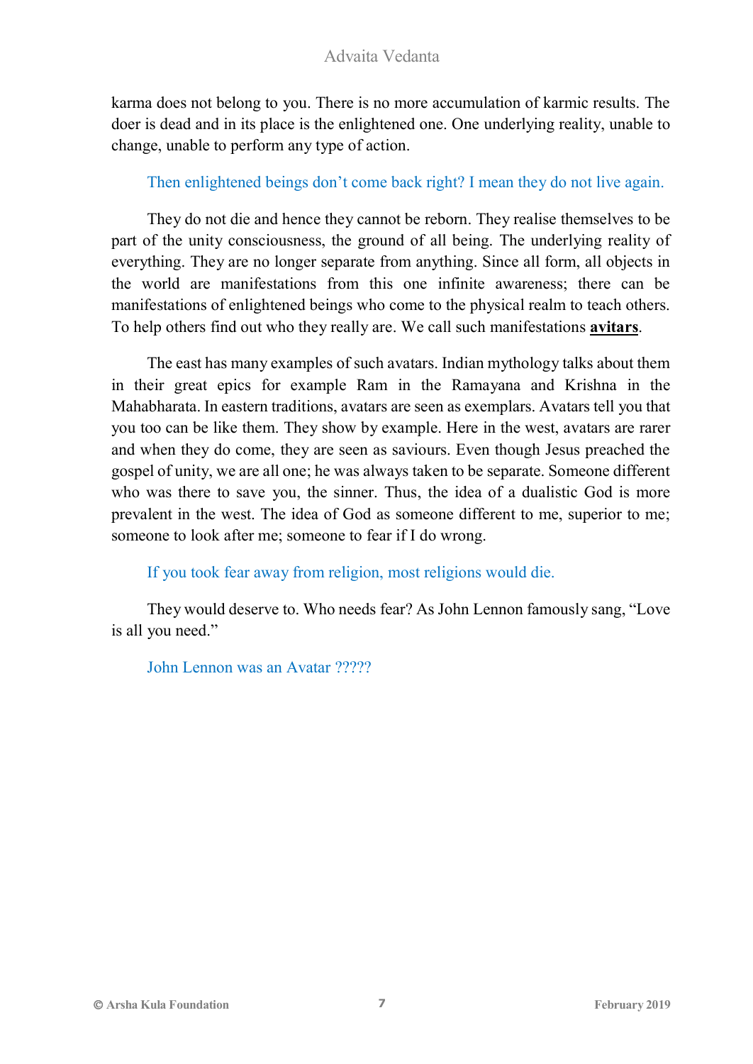karma does not belong to you. There is no more accumulation of karmic results. The doer is dead and in its place is the enlightened one. One underlying reality, unable to change, unable to perform any type of action.

Then enlightened beings don't come back right? I mean they do not live again.

They do not die and hence they cannot be reborn. They realise themselves to be part of the unity consciousness, the ground of all being. The underlying reality of everything. They are no longer separate from anything. Since all form, all objects in the world are manifestations from this one infinite awareness; there can be manifestations of enlightened beings who come to the physical realm to teach others. To help others find out who they really are. We call such manifestations **avitars**.

The east has many examples of such avatars. Indian mythology talks about them in their great epics for example Ram in the Ramayana and Krishna in the Mahabharata. In eastern traditions, avatars are seen as exemplars. Avatars tell you that you too can be like them. They show by example. Here in the west, avatars are rarer and when they do come, they are seen as saviours. Even though Jesus preached the gospel of unity, we are all one; he was always taken to be separate. Someone different who was there to save you, the sinner. Thus, the idea of a dualistic God is more prevalent in the west. The idea of God as someone different to me, superior to me; someone to look after me; someone to fear if I do wrong.

If you took fear away from religion, most religions would die.

They would deserve to. Who needs fear? As John Lennon famously sang, "Love is all you need."

John Lennon was an Avatar ?????